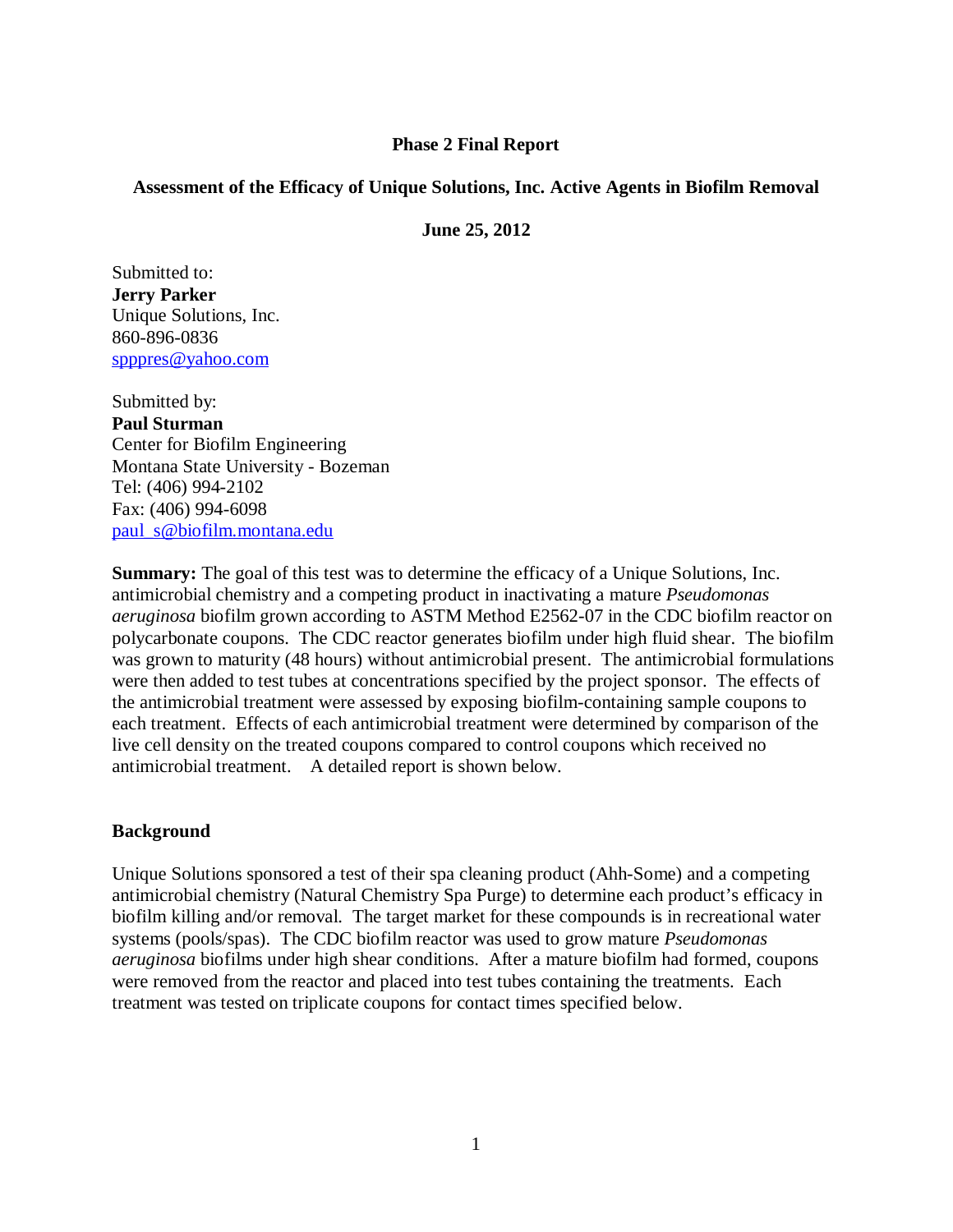**Phase 2 Final Report**

**Assessment of the Efficacy of Unique Solutions, Inc. Active Agents in Biofilm Removal**

**June 25, 2012**

Submitted to:
**Jerry Parker**
Unique Solutions, Inc.
860-896-0836
spppres@yahoo.com

Submitted by:
**Paul Sturman**
Center for Biofilm Engineering
Montana State University - Bozeman
Tel: (406) 994-2102
Fax: (406) 994-6098
paul_s@biofilm.montana.edu

**Summary:** The goal of this test was to determine the efficacy of a Unique Solutions, Inc. antimicrobial chemistry and a competing product in inactivating a mature *Pseudomonas aeruginosa* biofilm grown according to ASTM Method E2562-07 in the CDC biofilm reactor on polycarbonate coupons. The CDC reactor generates biofilm under high fluid shear. The biofilm was grown to maturity (48 hours) without antimicrobial present. The antimicrobial formulations were then added to test tubes at concentrations specified by the project sponsor. The effects of the antimicrobial treatment were assessed by exposing biofilm-containing sample coupons to each treatment. Effects of each antimicrobial treatment were determined by comparison of the live cell density on the treated coupons compared to control coupons which received no antimicrobial treatment. A detailed report is shown below.

**Background**

Unique Solutions sponsored a test of their spa cleaning product (Ahh-Some) and a competing antimicrobial chemistry (Natural Chemistry Spa Purge) to determine each product's efficacy in biofilm killing and/or removal. The target market for these compounds is in recreational water systems (pools/spas). The CDC biofilm reactor was used to grow mature *Pseudomonas aeruginosa* biofilms under high shear conditions. After a mature biofilm had formed, coupons were removed from the reactor and placed into test tubes containing the treatments. Each treatment was tested on triplicate coupons for contact times specified below.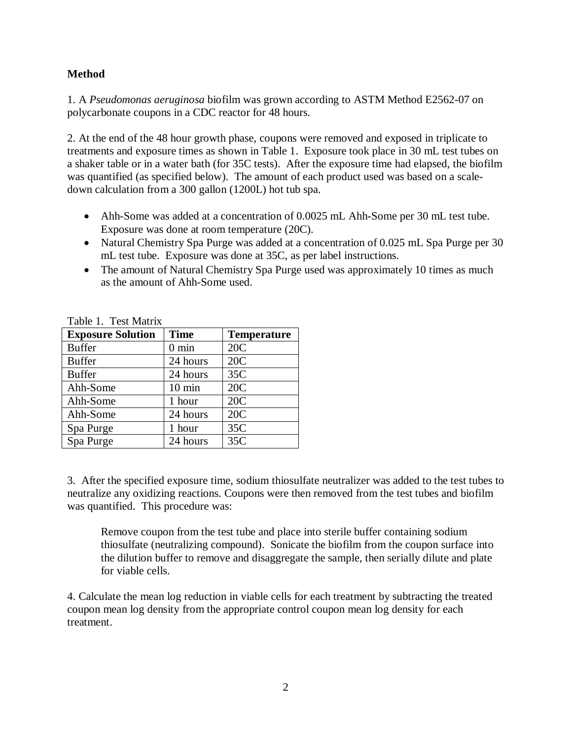## Method

1. A *Pseudomonas aeruginosa* biofilm was grown according to ASTM Method E2562-07 on polycarbonate coupons in a CDC reactor for 48 hours.

2. At the end of the 48 hour growth phase, coupons were removed and exposed in triplicate to treatments and exposure times as shown in Table 1. Exposure took place in 30 mL test tubes on a shaker table or in a water bath (for 35C tests). After the exposure time had elapsed, the biofilm was quantified (as specified below). The amount of each product used was based on a scale-down calculation from a 300 gallon (1200L) hot tub spa.

- Ahh-Some was added at a concentration of 0.0025 mL Ahh-Some per 30 mL test tube. Exposure was done at room temperature (20C).
- Natural Chemistry Spa Purge was added at a concentration of 0.025 mL Spa Purge per 30 mL test tube. Exposure was done at 35C, as per label instructions.
- The amount of Natural Chemistry Spa Purge used was approximately 10 times as much as the amount of Ahh-Some used.

Table 1. Test Matrix

| Exposure Solution | Time | Temperature |
|---|---|---|
| Buffer | 0 min | 20C |
| Buffer | 24 hours | 20C |
| Buffer | 24 hours | 35C |
| Ahh-Some | 10 min | 20C |
| Ahh-Some | 1 hour | 20C |
| Ahh-Some | 24 hours | 20C |
| Spa Purge | 1 hour | 35C |
| Spa Purge | 24 hours | 35C |

3. After the specified exposure time, sodium thiosulfate neutralizer was added to the test tubes to neutralize any oxidizing reactions. Coupons were then removed from the test tubes and biofilm was quantified. This procedure was:

> Remove coupon from the test tube and place into sterile buffer containing sodium thiosulfate (neutralizing compound). Sonicate the biofilm from the coupon surface into the dilution buffer to remove and disaggregate the sample, then serially dilute and plate for viable cells.

4. Calculate the mean log reduction in viable cells for each treatment by subtracting the treated coupon mean log density from the appropriate control coupon mean log density for each treatment.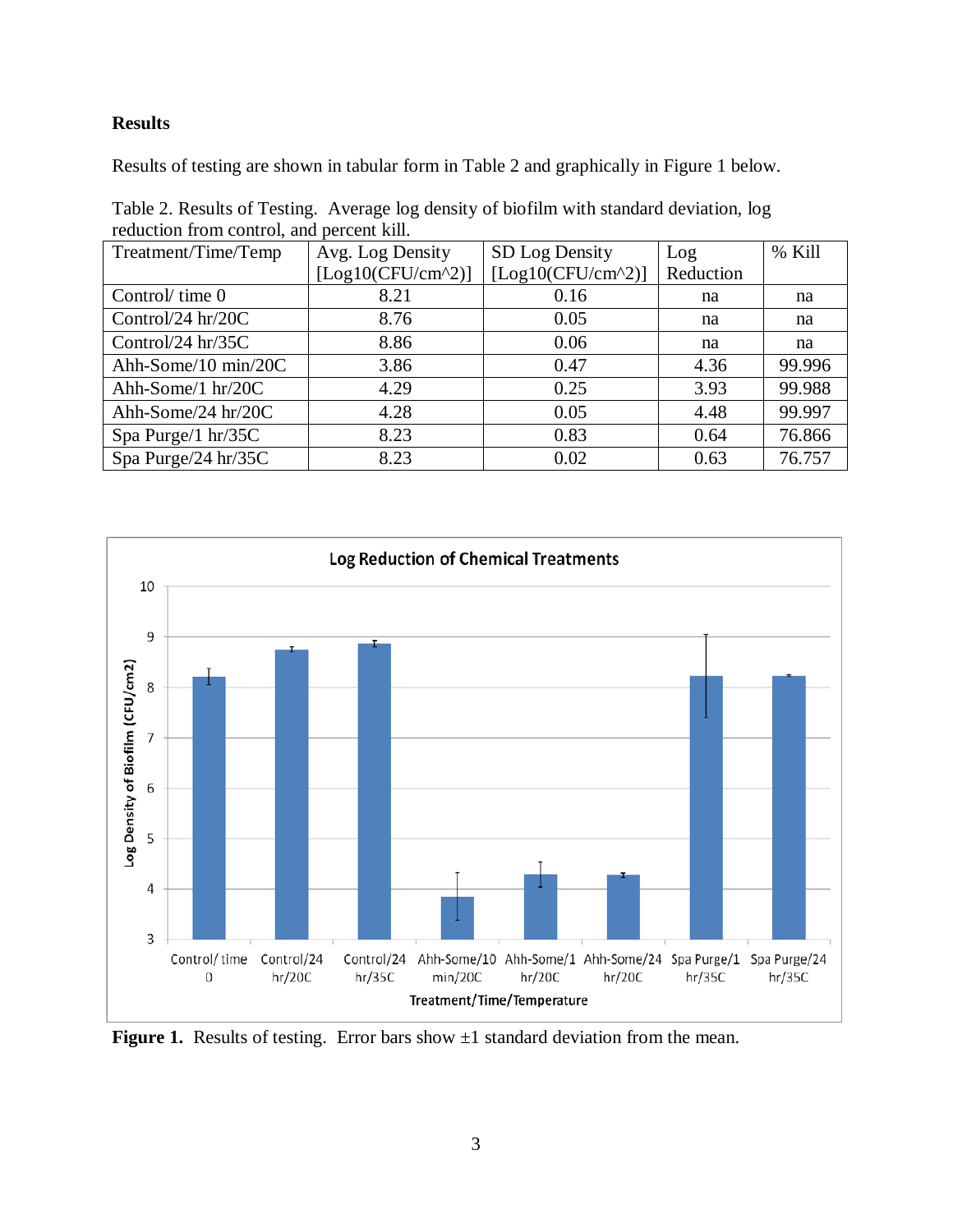**Results**

Results of testing are shown in tabular form in Table 2 and graphically in Figure 1 below.

Table 2. Results of Testing. Average log density of biofilm with standard deviation, log reduction from control, and percent kill.

| Treatment/Time/Temp | Avg. Log Density [Log10(CFU/cm^2)] | SD Log Density [Log10(CFU/cm^2)] | Log Reduction | % Kill |
|---|---|---|---|---|
| Control/ time 0 | 8.21 | 0.16 | na | na |
| Control/24 hr/20C | 8.76 | 0.05 | na | na |
| Control/24 hr/35C | 8.86 | 0.06 | na | na |
| Ahh-Some/10 min/20C | 3.86 | 0.47 | 4.36 | 99.996 |
| Ahh-Some/1 hr/20C | 4.29 | 0.25 | 3.93 | 99.988 |
| Ahh-Some/24 hr/20C | 4.28 | 0.05 | 4.48 | 99.997 |
| Spa Purge/1 hr/35C | 8.23 | 0.83 | 0.64 | 76.866 |
| Spa Purge/24 hr/35C | 8.23 | 0.02 | 0.63 | 76.757 |

**Figure 1.** Results of testing. Error bars show ±1 standard deviation from the mean.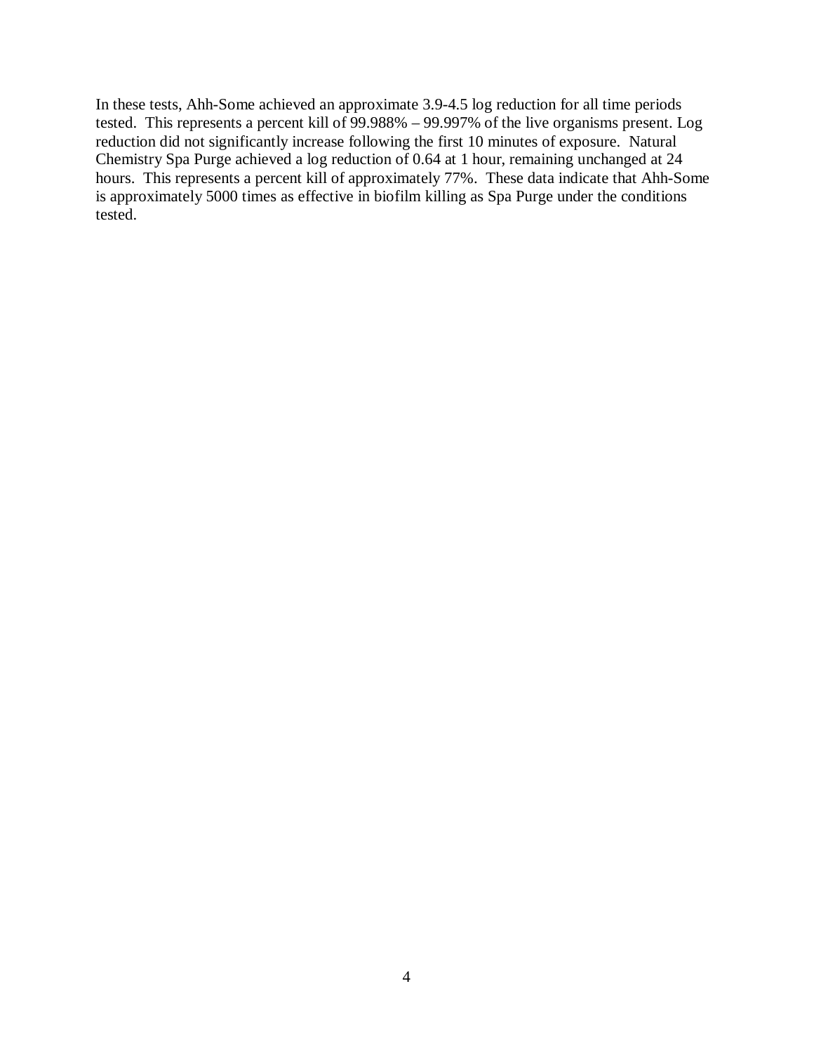In these tests, Ahh-Some achieved an approximate 3.9-4.5 log reduction for all time periods tested. This represents a percent kill of 99.988% – 99.997% of the live organisms present. Log reduction did not significantly increase following the first 10 minutes of exposure. Natural Chemistry Spa Purge achieved a log reduction of 0.64 at 1 hour, remaining unchanged at 24 hours. This represents a percent kill of approximately 77%. These data indicate that Ahh-Some is approximately 5000 times as effective in biofilm killing as Spa Purge under the conditions tested.